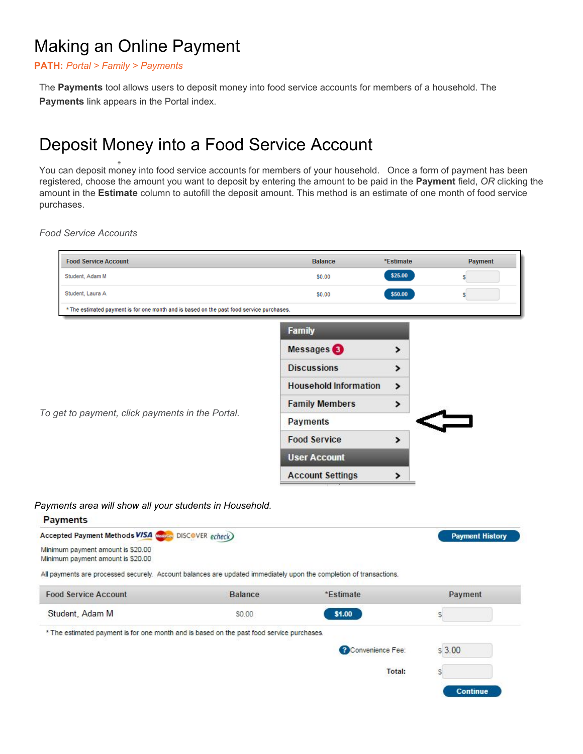# Making an Online Payment

**PATH:** *Portal > Family > Payments*

The **Payments** tool allows users to deposit money into food service accounts for members of a household. The **Payments** link appears in the Portal index.

# Deposit Money into a Food Service Account

You can deposit money into food service accounts for members of your household. Once a form of payment has been registered, choose the amount you want to deposit by entering the amount to be paid in the **Payment** field, *OR* clicking the amount in the **Estimate** column to autofill the deposit amount. This method is an estimate of one month of food service purchases.

*Food Service Accounts*

| Food Service Account | Balance | *Estimate | Payment |
|---|---|---|---|
| Student, Adam M | $0.00 | $25.00 | $ |
| Student, Laura A | $0.00 | $50.00 | $ |

* The estimated payment is for one month and is based on the past food service purchases.

*To get to payment, click payments in the Portal.*

- Family
  - Messages 3
  - Discussions
  - Household Information
  - Family Members
  - Payments
  - Food Service
- User Account
  - Account Settings

*Payments area will show all your students in Household.*

**Payments**

**Accepted Payment Methods** VISA DISCOVER echeck

Payment History

Minimum payment amount is $20.00
Minimum payment amount is $20.00

All payments are processed securely. Account balances are updated immediately upon the completion of transactions.

| Food Service Account | Balance | *Estimate | Payment |
|---|---|---|---|
| Student, Adam M | $0.00 | $1.00 | $ |

* The estimated payment is for one month and is based on the past food service purchases.

Convenience Fee: $ 3.00

**Total:** $

Continue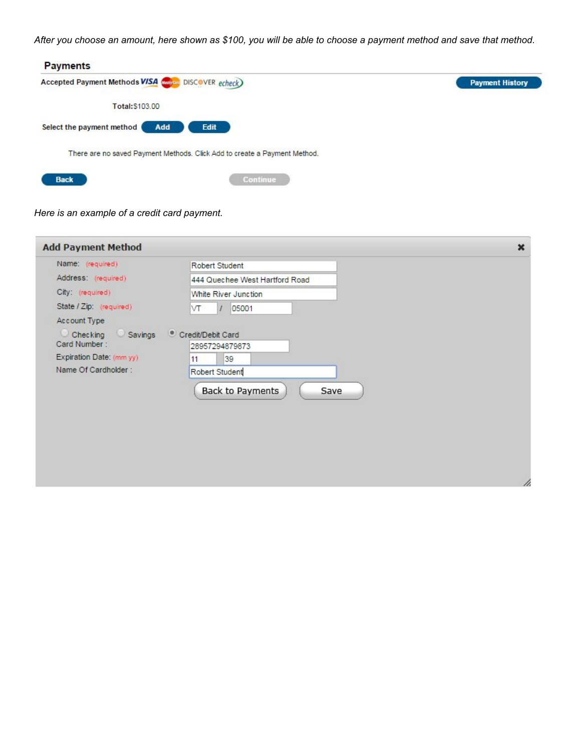*After you choose an amount, here shown as $100, you will be able to choose a payment method and save that method.*

## Payments

Accepted Payment Methods VISA DISCOVER echeck

Payment History

Total:$103.00

Select the payment method Add Edit

There are no saved Payment Methods. Click Add to create a Payment Method.

Back Continue

*Here is an example of a credit card payment.*

## Add Payment Method

Name: (required) Robert Student

Address: (required) 444 Quechee West Hartford Road

City: (required) White River Junction

State / Zip: (required) VT / 05001

Account Type

Checking Savings Credit/Debit Card

Card Number : 28957294879873

Expiration Date: (mm yy) 11 39

Name Of Cardholder : Robert Student

Back to Payments Save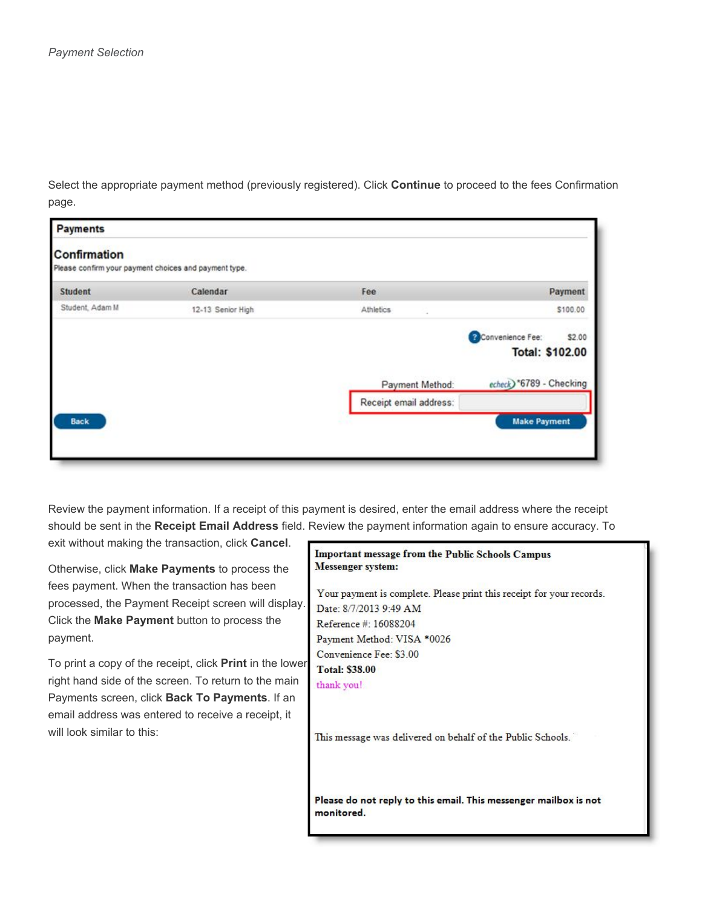*Payment Selection*

Select the appropriate payment method (previously registered). Click **Continue** to proceed to the fees Confirmation page.

**Payments**

**Confirmation**

Please confirm your payment choices and payment type.

| Student | Calendar | Fee | Payment |
|---|---|---|---|
| Student, Adam M | 12-13 Senior High | Athletics | $100.00 |

Convenience Fee: $2.00

**Total: $102.00**

Payment Method: echeck *6789 - Checking

Receipt email address:

Back    Make Payment

Review the payment information. If a receipt of this payment is desired, enter the email address where the receipt should be sent in the **Receipt Email Address** field. Review the payment information again to ensure accuracy. To exit without making the transaction, click **Cancel**.

Otherwise, click **Make Payments** to process the fees payment. When the transaction has been processed, the Payment Receipt screen will display. Click the **Make Payment** button to process the payment.

To print a copy of the receipt, click **Print** in the lower right hand side of the screen. To return to the main Payments screen, click **Back To Payments**. If an email address was entered to receive a receipt, it will look similar to this:

**Important message from the Public Schools Campus Messenger system:**

Your payment is complete. Please print this receipt for your records.
Date: 8/7/2013 9:49 AM
Reference #: 16088204
Payment Method: VISA *0026
Convenience Fee: $3.00
**Total: $38.00**
thank you!

This message was delivered on behalf of the Public Schools.

**Please do not reply to this email. This messenger mailbox is not monitored.**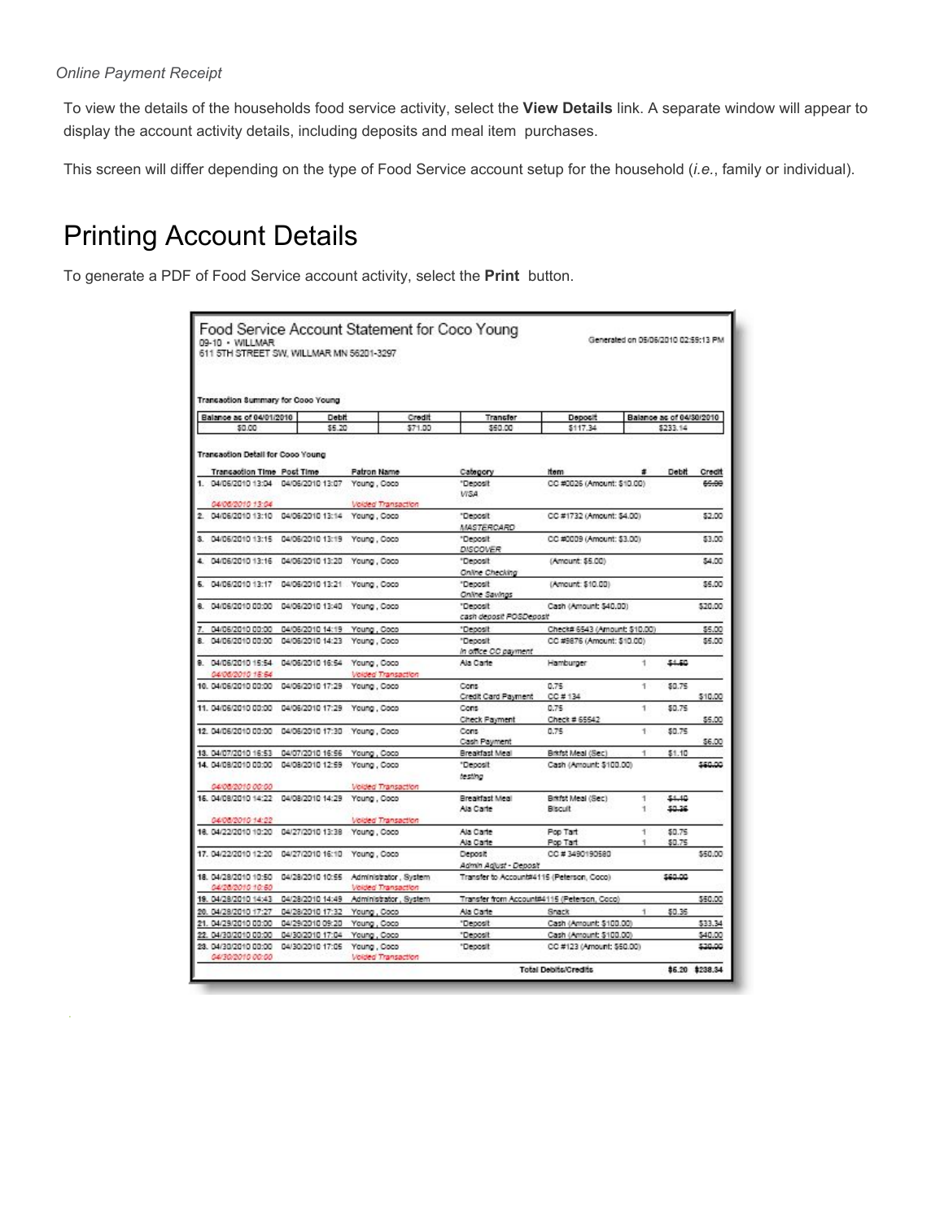*Online Payment Receipt*

To view the details of the households food service activity, select the **View Details** link. A separate window will appear to display the account activity details, including deposits and meal item purchases.

This screen will differ depending on the type of Food Service account setup for the household (*i.e.*, family or individual).

# Printing Account Details

To generate a PDF of Food Service account activity, select the **Print** button.

Food Service Account Statement for Coco Young

09-10 • WILLMAR

611 5TH STREET SW, WILLMAR MN 56201-3297

Generated on 05/06/2010 02:59:13 PM

**Transaction Summary for Coco Young**

| Balance as of 04/01/2010 | Debit | Credit | Transfer | Deposit | Balance as of 04/30/2010 |
|---|---|---|---|---|---|
| $0.00 | $6.20 | $71.00 | $50.00 | $117.34 | $233.14 |

**Transaction Detail for Coco Young**

| | Transaction Time | Post Time | Patron Name | Category | Item | # | Debit | Credit |
|---|---|---|---|---|---|---|---|---|
| 1. | 04/06/2010 13:04 | 04/06/2010 13:07 | Young, Coco | *Deposit VISA | CC #0026 (Amount: $10.00) | | | ~~$5.00~~ |
| | 04/06/2010 13:04 | | Voided Transaction | | | | | |
| 2. | 04/06/2010 13:10 | 04/06/2010 13:14 | Young, Coco | *Deposit MASTERCARD | CC #1732 (Amount: $4.00) | | | $2.00 |
| 3. | 04/06/2010 13:15 | 04/06/2010 13:19 | Young, Coco | *Deposit DISCOVER | CC #0009 (Amount: $3.00) | | | $3.00 |
| 4. | 04/06/2010 13:16 | 04/06/2010 13:20 | Young, Coco | *Deposit Online Checking | (Amount: $5.00) | | | $4.00 |
| 5. | 04/06/2010 13:17 | 04/06/2010 13:21 | Young, Coco | *Deposit Online Savings | (Amount: $10.00) | | | $5.00 |
| 6. | 04/06/2010 00:00 | 04/06/2010 13:40 | Young, Coco | *Deposit cash deposit POSDeposit | Cash (Amount: $40.00) | | | $20.00 |
| 7. | 04/06/2010 00:00 | 04/06/2010 14:19 | Young, Coco | *Deposit | Check# 6543 (Amount: $10.00) | | | $5.00 |
| 8. | 04/06/2010 00:00 | 04/06/2010 14:23 | Young, Coco | *Deposit In office CC payment | CC #9876 (Amount: $10.00) | | | $5.00 |
| 9. | 04/06/2010 15:54 | 04/06/2010 15:54 | Young, Coco | Ala Carte | Hamburger | 1 | ~~$4.50~~ | |
| | 04/06/2010 15:54 | | Voided Transaction | | | | | |
| 10. | 04/06/2010 00:00 | 04/06/2010 17:29 | Young, Coco | Cons<br>Credit Card Payment | 0.75<br>CC # 134 | 1 | $0.75 | $10.00 |
| 11. | 04/06/2010 00:00 | 04/06/2010 17:29 | Young, Coco | Cons<br>Check Payment | 0.75<br>Check # 65542 | 1 | $0.75 | $5.00 |
| 12. | 04/06/2010 00:00 | 04/06/2010 17:30 | Young, Coco | Cons<br>Cash Payment | 0.75 | 1 | $0.75 | $6.00 |
| 13. | 04/07/2010 16:53 | 04/07/2010 16:56 | Young, Coco | Breakfast Meal | Brkfst Meal (Sec) | 1 | $1.10 | |
| 14. | 04/08/2010 00:00 | 04/08/2010 12:59 | Young, Coco | *Deposit testing | Cash (Amount: $100.00) | | | ~~$50.00~~ |
| | 04/08/2010 00:00 | | Voided Transaction | | | | | |
| 15. | 04/08/2010 14:22 | 04/08/2010 14:29 | Young, Coco | Breakfast Meal<br>Ala Carte | Brkfst Meal (Sec)<br>Biscuit | 1<br>1 | ~~$1.10~~<br>~~$0.35~~ | |
| | 04/08/2010 14:22 | | Voided Transaction | | | | | |
| 16. | 04/22/2010 10:20 | 04/27/2010 13:38 | Young, Coco | Ala Carte<br>Ala Carte | Pop Tart<br>Pop Tart | 1<br>1 | $0.75<br>$0.75 | |
| 17. | 04/22/2010 12:20 | 04/27/2010 16:10 | Young, Coco | Deposit Admin Adjust - Deposit | CC # 3490190580 | | | $50.00 |
| 18. | 04/28/2010 10:50 | 04/28/2010 10:55 | Administrator, System | Transfer to Account#4115 (Peterson, Coco) | | | ~~$60.00~~ | |
| | 04/28/2010 10:50 | | Voided Transaction | | | | | |
| 19. | 04/28/2010 14:43 | 04/28/2010 14:49 | Administrator, System | Transfer from Account#4115 (Peterson, Coco) | | | | $50.00 |
| 20. | 04/28/2010 17:27 | 04/28/2010 17:32 | Young, Coco | Ala Carte | Snack | 1 | $0.35 | |
| 21. | 04/29/2010 00:00 | 04/29/2010 09:20 | Young, Coco | *Deposit | Cash (Amount: $100.00) | | | $33.34 |
| 22. | 04/30/2010 00:00 | 04/30/2010 17:04 | Young, Coco | *Deposit | Cash (Amount: $100.00) | | | $40.00 |
| 23. | 04/30/2010 00:00 | 04/30/2010 17:05 | Young, Coco | *Deposit | CC #123 (Amount: $50.00) | | | ~~$30.00~~ |
| | 04/30/2010 00:00 | | Voided Transaction | | | | | |
| | | | | | Total Debits/Credits | | $6.20 | $238.34 |